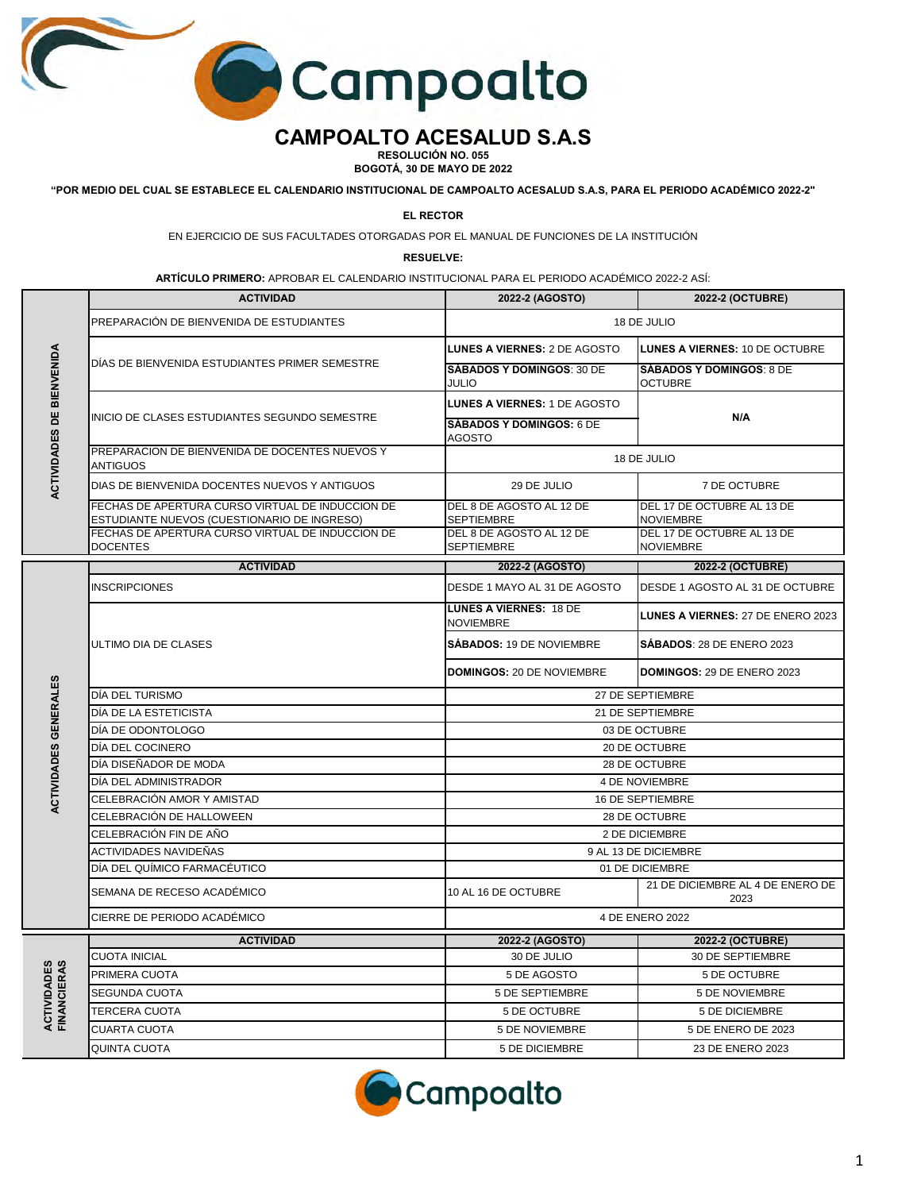# CAMPOALTO ACESALUD S.A.S

**RESOLUCIÓN NO. 055**
**BOGOTÁ, 30 DE MAYO DE 2022**

**"POR MEDIO DEL CUAL SE ESTABLECE EL CALENDARIO INSTITUCIONAL DE CAMPOALTO ACESALUD S.A.S, PARA EL PERIODO ACADÉMICO 2022-2"**

**EL RECTOR**

EN EJERCICIO DE SUS FACULTADES OTORGADAS POR EL MANUAL DE FUNCIONES DE LA INSTITUCIÓN

**RESUELVE:**

**ARTÍCULO PRIMERO:** APROBAR EL CALENDARIO INSTITUCIONAL PARA EL PERIODO ACADÉMICO 2022-2 ASÍ:

| | ACTIVIDAD | 2022-2 (AGOSTO) | 2022-2 (OCTUBRE) |
|---|---|---|---|
| ACTIVIDADES DE BIENVENIDA | PREPARACIÓN DE BIENVENIDA DE ESTUDIANTES | 18 DE JULIO | |
| | DÍAS DE BIENVENIDA ESTUDIANTES PRIMER SEMESTRE | **LUNES A VIERNES:** 2 DE AGOSTO | **LUNES A VIERNES:** 10 DE OCTUBRE |
| | | **SÁBADOS Y DOMINGOS**: 30 DE JULIO | **SÁBADOS Y DOMINGOS**: 8 DE OCTUBRE |
| | INICIO DE CLASES ESTUDIANTES SEGUNDO SEMESTRE | **LUNES A VIERNES:** 1 DE AGOSTO | **N/A** |
| | | **SÁBADOS Y DOMINGOS:** 6 DE AGOSTO | |
| | PREPARACION DE BIENVENIDA DE DOCENTES NUEVOS Y ANTIGUOS | 18 DE JULIO | |
| | DIAS DE BIENVENIDA DOCENTES NUEVOS Y ANTIGUOS | 29 DE JULIO | 7 DE OCTUBRE |
| | FECHAS DE APERTURA CURSO VIRTUAL DE INDUCCION DE ESTUDIANTE NUEVOS (CUESTIONARIO DE INGRESO) | DEL 8 DE AGOSTO AL 12 DE SEPTIEMBRE | DEL 17 DE OCTUBRE AL 13 DE NOVIEMBRE |
| | FECHAS DE APERTURA CURSO VIRTUAL DE INDUCCION DE DOCENTES | DEL 8 DE AGOSTO AL 12 DE SEPTIEMBRE | DEL 17 DE OCTUBRE AL 13 DE NOVIEMBRE |

| | ACTIVIDAD | 2022-2 (AGOSTO) | 2022-2 (OCTUBRE) |
|---|---|---|---|
| ACTIVIDADES GENERALES | INSCRIPCIONES | DESDE 1 MAYO AL 31 DE AGOSTO | DESDE 1 AGOSTO AL 31 DE OCTUBRE |
| | ULTIMO DIA DE CLASES | **LUNES A VIERNES:** 18 DE NOVIEMBRE | **LUNES A VIERNES:** 27 DE ENERO 2023 |
| | | **SÁBADOS:** 19 DE NOVIEMBRE | **SÁBADOS**: 28 DE ENERO 2023 |
| | | **DOMINGOS:** 20 DE NOVIEMBRE | **DOMINGOS:** 29 DE ENERO 2023 |
| | DÍA DEL TURISMO | 27 DE SEPTIEMBRE | |
| | DÍA DE LA ESTETICISTA | 21 DE SEPTIEMBRE | |
| | DÍA DE ODONTOLOGO | 03 DE OCTUBRE | |
| | DÍA DEL COCINERO | 20 DE OCTUBRE | |
| | DÍA DISEÑADOR DE MODA | 28 DE OCTUBRE | |
| | DÍA DEL ADMINISTRADOR | 4 DE NOVIEMBRE | |
| | CELEBRACIÓN AMOR Y AMISTAD | 16 DE SEPTIEMBRE | |
| | CELEBRACIÓN DE HALLOWEEN | 28 DE OCTUBRE | |
| | CELEBRACIÓN FIN DE AÑO | 2 DE DICIEMBRE | |
| | ACTIVIDADES NAVIDEÑAS | 9 AL 13 DE DICIEMBRE | |
| | DÍA DEL QUÍMICO FARMACÉUTICO | 01 DE DICIEMBRE | |
| | SEMANA DE RECESO ACADÉMICO | 10 AL 16 DE OCTUBRE | 21 DE DICIEMBRE AL 4 DE ENERO DE 2023 |
| | CIERRE DE PERIODO ACADÉMICO | 4 DE ENERO 2022 | |

| | ACTIVIDAD | 2022-2 (AGOSTO) | 2022-2 (OCTUBRE) |
|---|---|---|---|
| ACTIVIDADES FINANCIERAS | CUOTA INICIAL | 30 DE JULIO | 30 DE SEPTIEMBRE |
| | PRIMERA CUOTA | 5 DE AGOSTO | 5 DE OCTUBRE |
| | SEGUNDA CUOTA | 5 DE SEPTIEMBRE | 5 DE NOVIEMBRE |
| | TERCERA CUOTA | 5 DE OCTUBRE | 5 DE DICIEMBRE |
| | CUARTA CUOTA | 5 DE NOVIEMBRE | 5 DE ENERO DE 2023 |
| | QUINTA CUOTA | 5 DE DICIEMBRE | 23 DE ENERO 2023 |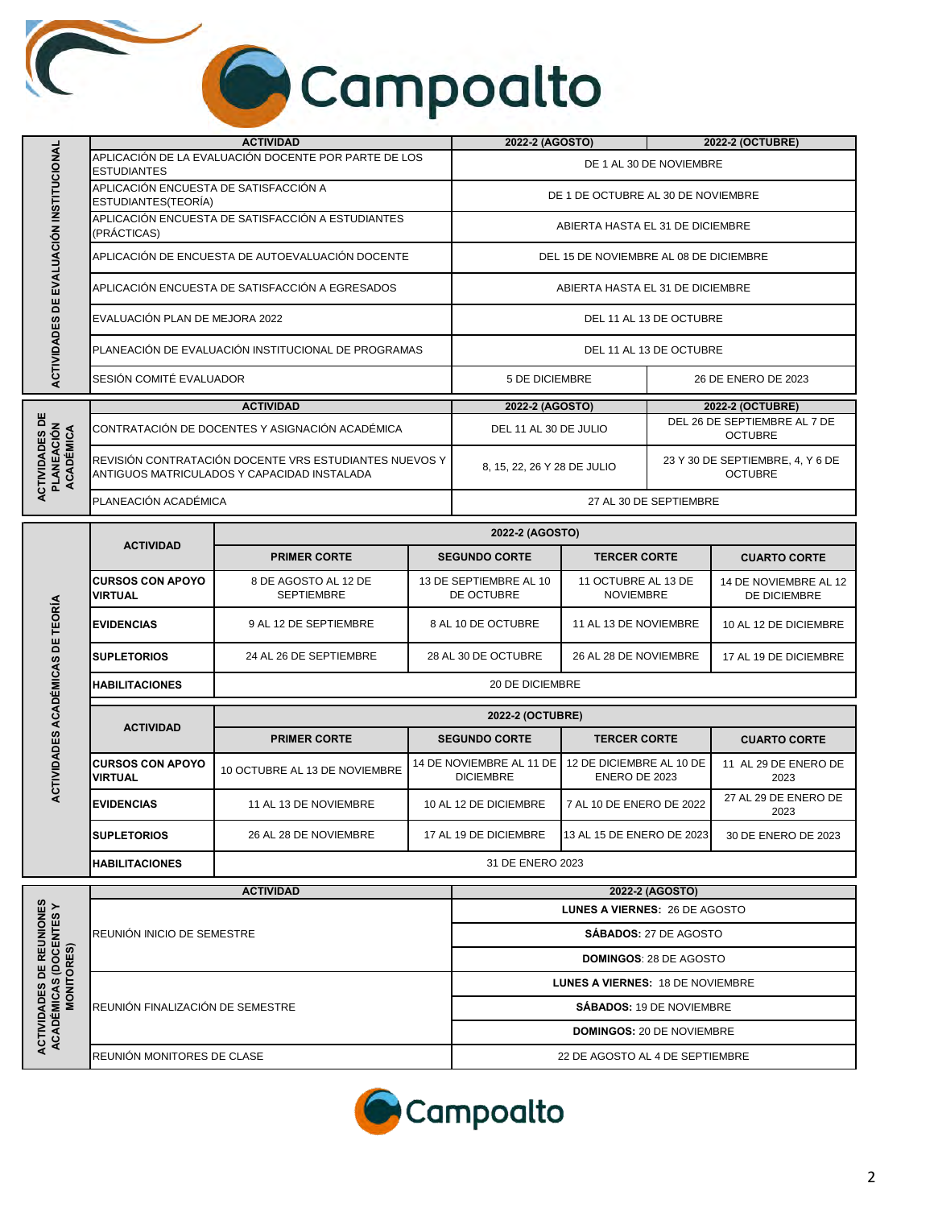**ACTIVIDADES DE EVALUACIÓN INSTITUCIONAL**

| ACTIVIDAD | 2022-2 (AGOSTO) | 2022-2 (OCTUBRE) |
|---|---|---|
| APLICACIÓN DE LA EVALUACIÓN DOCENTE POR PARTE DE LOS ESTUDIANTES | DE 1 AL 30 DE NOVIEMBRE | |
| APLICACIÓN ENCUESTA DE SATISFACCIÓN A ESTUDIANTES(TEORÍA) | DE 1 DE OCTUBRE AL 30 DE NOVIEMBRE | |
| APLICACIÓN ENCUESTA DE SATISFACCIÓN A ESTUDIANTES (PRÁCTICAS) | ABIERTA HASTA EL 31 DE DICIEMBRE | |
| APLICACIÓN DE ENCUESTA DE AUTOEVALUACIÓN DOCENTE | DEL 15 DE NOVIEMBRE AL 08 DE DICIEMBRE | |
| APLICACIÓN ENCUESTA DE SATISFACCIÓN A EGRESADOS | ABIERTA HASTA EL 31 DE DICIEMBRE | |
| EVALUACIÓN PLAN DE MEJORA 2022 | DEL 11 AL 13 DE OCTUBRE | |
| PLANEACIÓN DE EVALUACIÓN INSTITUCIONAL DE PROGRAMAS | DEL 11 AL 13 DE OCTUBRE | |
| SESIÓN COMITÉ EVALUADOR | 5 DE DICIEMBRE | 26 DE ENERO DE 2023 |

**ACTIVIDADES DE PLANEACIÓN ACADÉMICA**

| ACTIVIDAD | 2022-2 (AGOSTO) | 2022-2 (OCTUBRE) |
|---|---|---|
| CONTRATACIÓN DE DOCENTES Y ASIGNACIÓN ACADÉMICA | DEL 11 AL 30 DE JULIO | DEL 26 DE SEPTIEMBRE AL 7 DE OCTUBRE |
| REVISIÓN CONTRATACIÓN DOCENTE VRS ESTUDIANTES NUEVOS Y ANTIGUOS MATRICULADOS Y CAPACIDAD INSTALADA | 8, 15, 22, 26 Y 28 DE JULIO | 23 Y 30 DE SEPTIEMBRE, 4, Y 6 DE OCTUBRE |
| PLANEACIÓN ACADÉMICA | 27 AL 30 DE SEPTIEMBRE | |

**ACTIVIDADES ACADÉMICAS DE TEORÍA**

| ACTIVIDAD | 2022-2 (AGOSTO) | | | |
|---|---|---|---|---|
| | PRIMER CORTE | SEGUNDO CORTE | TERCER CORTE | CUARTO CORTE |
| **CURSOS CON APOYO VIRTUAL** | 8 DE AGOSTO AL 12 DE SEPTIEMBRE | 13 DE SEPTIEMBRE AL 10 DE OCTUBRE | 11 OCTUBRE AL 13 DE NOVIEMBRE | 14 DE NOVIEMBRE AL 12 DE DICIEMBRE |
| **EVIDENCIAS** | 9 AL 12 DE SEPTIEMBRE | 8 AL 10 DE OCTUBRE | 11 AL 13 DE NOVIEMBRE | 10 AL 12 DE DICIEMBRE |
| **SUPLETORIOS** | 24 AL 26 DE SEPTIEMBRE | 28 AL 30 DE OCTUBRE | 26 AL 28 DE NOVIEMBRE | 17 AL 19 DE DICIEMBRE |
| **HABILITACIONES** | 20 DE DICIEMBRE | | | |

| ACTIVIDAD | 2022-2 (OCTUBRE) | | | |
|---|---|---|---|---|
| | PRIMER CORTE | SEGUNDO CORTE | TERCER CORTE | CUARTO CORTE |
| **CURSOS CON APOYO VIRTUAL** | 10 OCTUBRE AL 13 DE NOVIEMBRE | 14 DE NOVIEMBRE AL 11 DE DICIEMBRE | 12 DE DICIEMBRE AL 10 DE ENERO DE 2023 | 11 AL 29 DE ENERO DE 2023 |
| **EVIDENCIAS** | 11 AL 13 DE NOVIEMBRE | 10 AL 12 DE DICIEMBRE | 7 AL 10 DE ENERO DE 2022 | 27 AL 29 DE ENERO DE 2023 |
| **SUPLETORIOS** | 26 AL 28 DE NOVIEMBRE | 17 AL 19 DE DICIEMBRE | 13 AL 15 DE ENERO DE 2023 | 30 DE ENERO DE 2023 |
| **HABILITACIONES** | 31 DE ENERO 2023 | | | |

**ACTIVIDADES DE REUNIONES ACADÉMICAS (DOCENTES Y MONITORES)**

| ACTIVIDAD | 2022-2 (AGOSTO) |
|---|---|
| REUNIÓN INICIO DE SEMESTRE | **LUNES A VIERNES:** 26 DE AGOSTO |
| | **SÁBADOS:** 27 DE AGOSTO |
| | **DOMINGOS**: 28 DE AGOSTO |
| REUNIÓN FINALIZACIÓN DE SEMESTRE | **LUNES A VIERNES:** 18 DE NOVIEMBRE |
| | **SÁBADOS:** 19 DE NOVIEMBRE |
| | **DOMINGOS:** 20 DE NOVIEMBRE |
| REUNIÓN MONITORES DE CLASE | 22 DE AGOSTO AL 4 DE SEPTIEMBRE |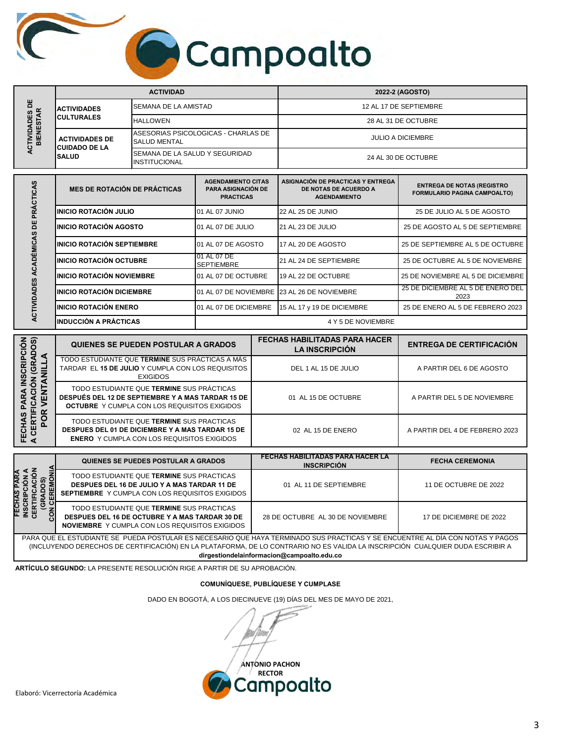| ACTIVIDADES DE BIENESTAR | ACTIVIDAD | | 2022-2 (AGOSTO) |
|---|---|---|---|
| | ACTIVIDADES CULTURALES | SEMANA DE LA AMISTAD | 12 AL 17 DE SEPTIEMBRE |
| | | HALLOWEN | 28 AL 31 DE OCTUBRE |
| | ACTIVIDADES DE CUIDADO DE LA SALUD | ASESORIAS PSICOLOGICAS - CHARLAS DE SALUD MENTAL | JULIO A DICIEMBRE |
| | | SEMANA DE LA SALUD Y SEGURIDAD INSTITUCIONAL | 24 AL 30 DE OCTUBRE |

| ACTIVIDADES ACADÉMICAS DE PRÁCTICAS | MES DE ROTACIÓN DE PRÁCTICAS | AGENDAMIENTO CITAS PARA ASIGNACIÓN DE PRACTICAS | ASIGNACIÓN DE PRACTICAS Y ENTREGA DE NOTAS DE ACUERDO A AGENDAMIENTO | ENTREGA DE NOTAS (REGISTRO FORMULARIO PAGINA CAMPOALTO) |
|---|---|---|---|---|
| | INICIO ROTACIÓN JULIO | 01 AL 07 JUNIO | 22 AL 25 DE JUNIO | 25 DE JULIO AL 5 DE AGOSTO |
| | INICIO ROTACIÓN AGOSTO | 01 AL 07 DE JULIO | 21 AL 23 DE JULIO | 25 DE AGOSTO AL 5 DE SEPTIEMBRE |
| | INICIO ROTACIÓN SEPTIEMBRE | 01 AL 07 DE AGOSTO | 17 AL 20 DE AGOSTO | 25 DE SEPTIEMBRE AL 5 DE OCTUBRE |
| | INICIO ROTACIÓN OCTUBRE | 01 AL 07 DE SEPTIEMBRE | 21 AL 24 DE SEPTIEMBRE | 25 DE OCTUBRE AL 5 DE NOVIEMBRE |
| | INICIO ROTACIÓN NOVIEMBRE | 01 AL 07 DE OCTUBRE | 19 AL 22 DE OCTUBRE | 25 DE NOVIEMBRE AL 5 DE DICIEMBRE |
| | INICIO ROTACIÓN DICIEMBRE | 01 AL 07 DE NOVIEMBRE | 23 AL 26 DE NOVIEMBRE | 25 DE DICIEMBRE AL 5 DE ENERO DEL 2023 |
| | INICIO ROTACIÓN ENERO | 01 AL 07 DE DICIEMBRE | 15 AL 17 y 19 DE DICIEMBRE | 25 DE ENERO AL 5 DE FEBRERO 2023 |
| | INDUCCIÓN A PRÁCTICAS | 4 Y 5 DE NOVIEMBRE | | |

| FECHAS PARA INSCRIPCIÓN A CERTIFICACIÓN (GRADOS) POR VENTANILLA | QUIENES SE PUEDEN POSTULAR A GRADOS | FECHAS HABILITADAS PARA HACER LA INSCRIPCIÓN | ENTREGA DE CERTIFICACIÓN |
|---|---|---|---|
| | TODO ESTUDIANTE QUE **TERMINE** SUS PRÁCTICAS A MÁS TARDAR EL **15 DE JULIO** Y CUMPLA CON LOS REQUISITOS EXIGIDOS | DEL 1 AL 15 DE JULIO | A PARTIR DEL 6 DE AGOSTO |
| | TODO ESTUDIANTE QUE **TERMINE** SUS PRÁCTICAS **DESPUÉS DEL 12 DE SEPTIEMBRE Y A MAS TARDAR 15 DE OCTUBRE** Y CUMPLA CON LOS REQUISITOS EXIGIDOS | 01 AL 15 DE OCTUBRE | A PARTIR DEL 5 DE NOVIEMBRE |
| | TODO ESTUDIANTE QUE **TERMINE** SUS PRACTICAS **DESPUES DEL 01 DE DICIEMBRE Y A MAS TARDAR 15 DE ENERO** Y CUMPLA CON LOS REQUISITOS EXIGIDOS | 02 AL 15 DE ENERO | A PARTIR DEL 4 DE FEBRERO 2023 |

| FECHAS PARA INSCRIPCIÓN A CERTIFICACIÓN (GRADOS) CON CEREMONIA | QUIENES SE PUEDES POSTULAR A GRADOS | FECHAS HABILITADAS PARA HACER LA INSCRIPCIÓN | FECHA CEREMONIA |
|---|---|---|---|
| | TODO ESTUDIANTE QUE **TERMINE** SUS PRACTICAS **DESPUES DEL 16 DE JULIO Y A MAS TARDAR 11 DE SEPTIEMBRE** Y CUMPLA CON LOS REQUISITOS EXIGIDOS | 01 AL 11 DE SEPTIEMBRE | 11 DE OCTUBRE DE 2022 |
| | TODO ESTUDIANTE QUE **TERMINE** SUS PRACTICAS **DESPUES DEL 16 DE OCTUBRE Y A MAS TARDAR 30 DE NOVIEMBRE** Y CUMPLA CON LOS REQUISITOS EXIGIDOS | 28 DE OCTUBRE AL 30 DE NOVIEMBRE | 17 DE DICIEMBRE DE 2022 |

PARA QUE EL ESTUDIANTE SE PUEDA POSTULAR ES NECESARIO QUE HAYA TERMINADO SUS PRACTICAS Y SE ENCUENTRE AL DÍA CON NOTAS Y PAGOS (INCLUYENDO DERECHOS DE CERTIFICACIÓN) EN LA PLATAFORMA, DE LO CONTRARIO NO ES VALIDA LA INSCRIPCIÓN CUALQUIER DUDA ESCRIBIR A **dirgestiondelainformacion@campoalto.edu.co**

**ARTÍCULO SEGUNDO:** LA PRESENTE RESOLUCIÓN RIGE A PARTIR DE SU APROBACIÓN.

**COMUNÍQUESE, PUBLÍQUESE Y CUMPLASE**

DADO EN BOGOTÁ, A LOS DIECINUEVE (19) DÍAS DEL MES DE MAYO DE 2021,

**ANTONIO PACHON**
**RECTOR**

Elaboró: Vicerrectoría Académica